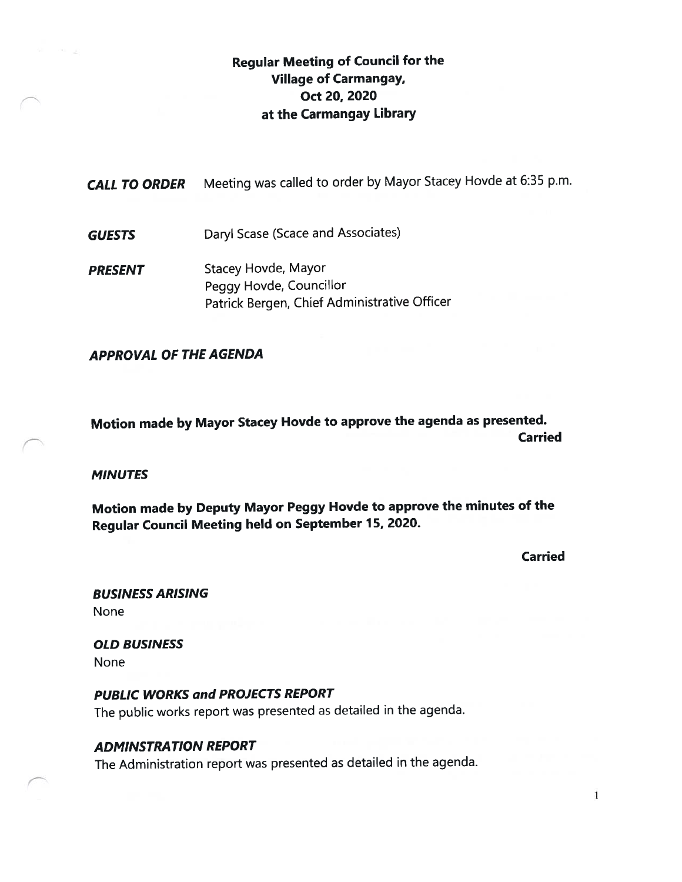# Regular Meeting of Council for the Village of Carmangay, Oct 20, 2020 at the Carmangay Library

***CALL TO ORDER*** Meeting was called to order by Mayor Stacey Hovde at 6:35 p.m.

***GUESTS*** Daryl Scase (Scace and Associates)

***PRESENT*** Stacey Hovde, Mayor
Peggy Hovde, Councillor
Patrick Bergen, Chief Administrative Officer

## *APPROVAL OF THE AGENDA*

**Motion made by Mayor Stacey Hovde to approve the agenda as presented.**
**Carried**

## *MINUTES*

**Motion made by Deputy Mayor Peggy Hovde to approve the minutes of the Regular Council Meeting held on September 15, 2020.**

**Carried**

## *BUSINESS ARISING*

None

## *OLD BUSINESS*

None

## *PUBLIC WORKS and PROJECTS REPORT*

The public works report was presented as detailed in the agenda.

## *ADMINSTRATION REPORT*

The Administration report was presented as detailed in the agenda.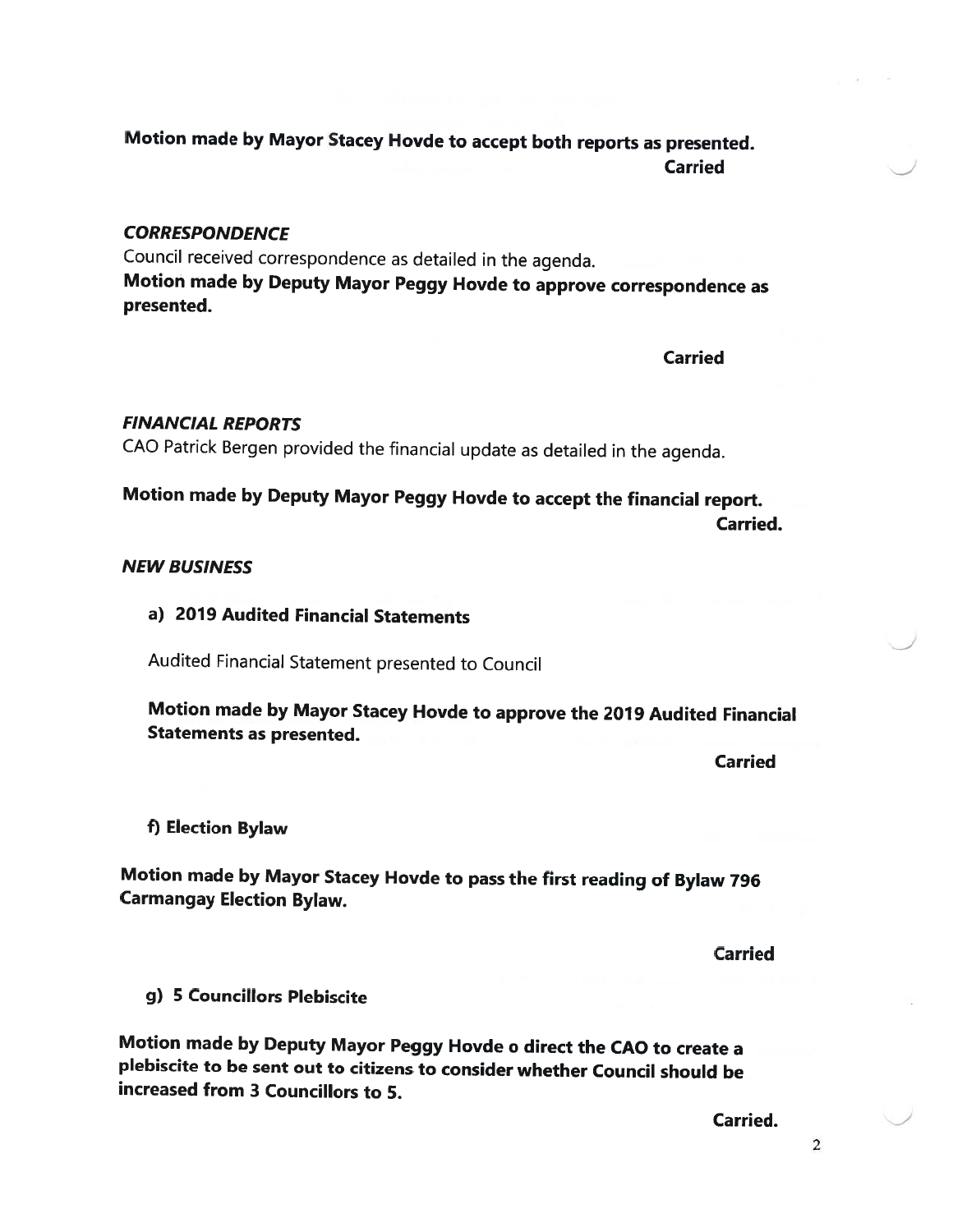**Motion made by Mayor Stacey Hovde to accept both reports as presented.**

**Carried**

***CORRESPONDENCE***

Council received correspondence as detailed in the agenda.

**Motion made by Deputy Mayor Peggy Hovde to approve correspondence as presented.**

**Carried**

***FINANCIAL REPORTS***

CAO Patrick Bergen provided the financial update as detailed in the agenda.

**Motion made by Deputy Mayor Peggy Hovde to accept the financial report.**

**Carried.**

***NEW BUSINESS***

**a) 2019 Audited Financial Statements**

Audited Financial Statement presented to Council

**Motion made by Mayor Stacey Hovde to approve the 2019 Audited Financial Statements as presented.**

**Carried**

**f) Election Bylaw**

**Motion made by Mayor Stacey Hovde to pass the first reading of Bylaw 796 Carmangay Election Bylaw.**

**Carried**

**g) 5 Councillors Plebiscite**

**Motion made by Deputy Mayor Peggy Hovde o direct the CAO to create a plebiscite to be sent out to citizens to consider whether Council should be increased from 3 Councillors to 5.**

**Carried.**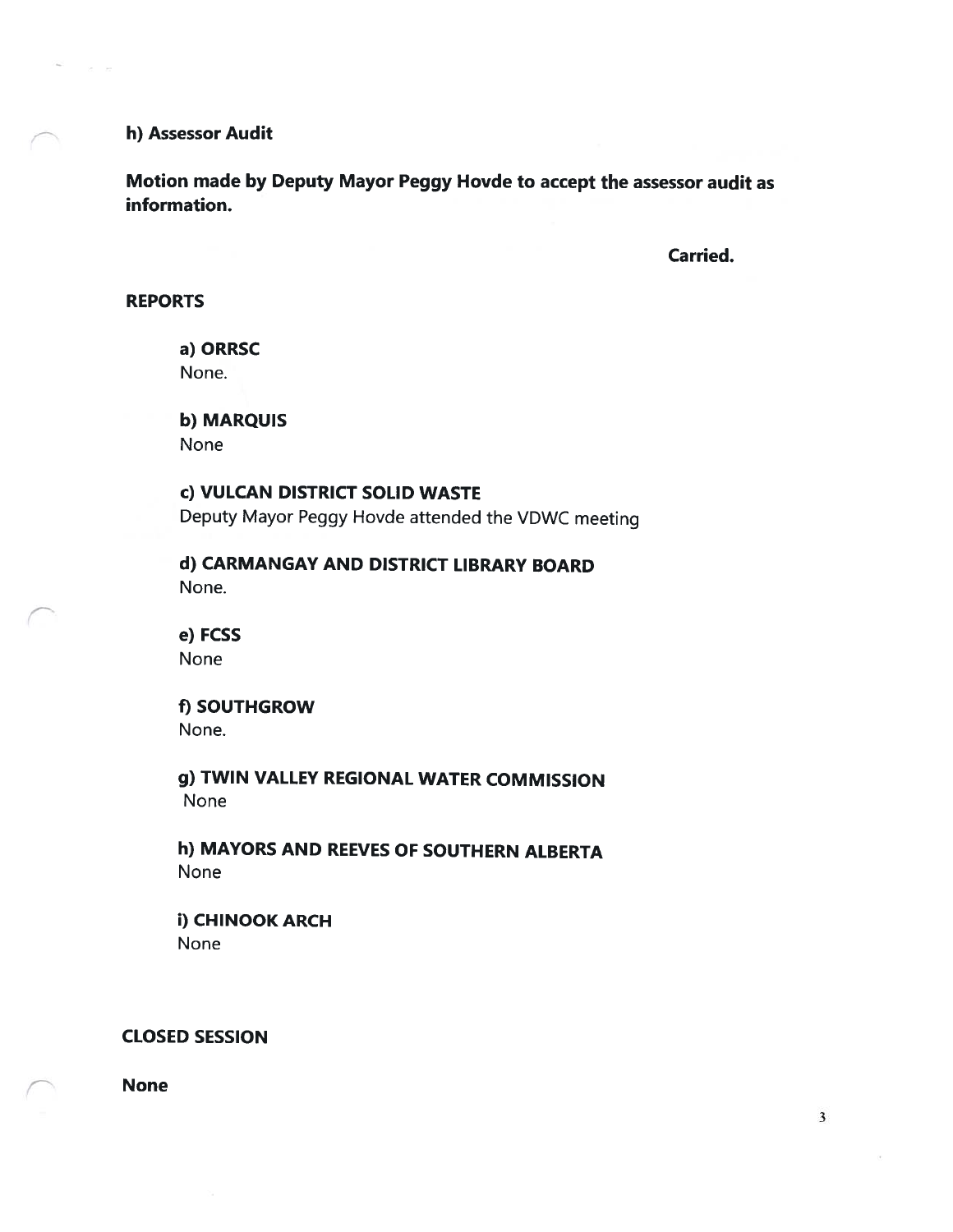**h) Assessor Audit**

**Motion made by Deputy Mayor Peggy Hovde to accept the assessor audit as information.**

**Carried.**

## REPORTS

**a) ORRSC**
None.

**b) MARQUIS**
None

**c) VULCAN DISTRICT SOLID WASTE**
Deputy Mayor Peggy Hovde attended the VDWC meeting

**d) CARMANGAY AND DISTRICT LIBRARY BOARD**
None.

**e) FCSS**
None

**f) SOUTHGROW**
None.

**g) TWIN VALLEY REGIONAL WATER COMMISSION**
None

**h) MAYORS AND REEVES OF SOUTHERN ALBERTA**
None

**i) CHINOOK ARCH**
None

## CLOSED SESSION

**None**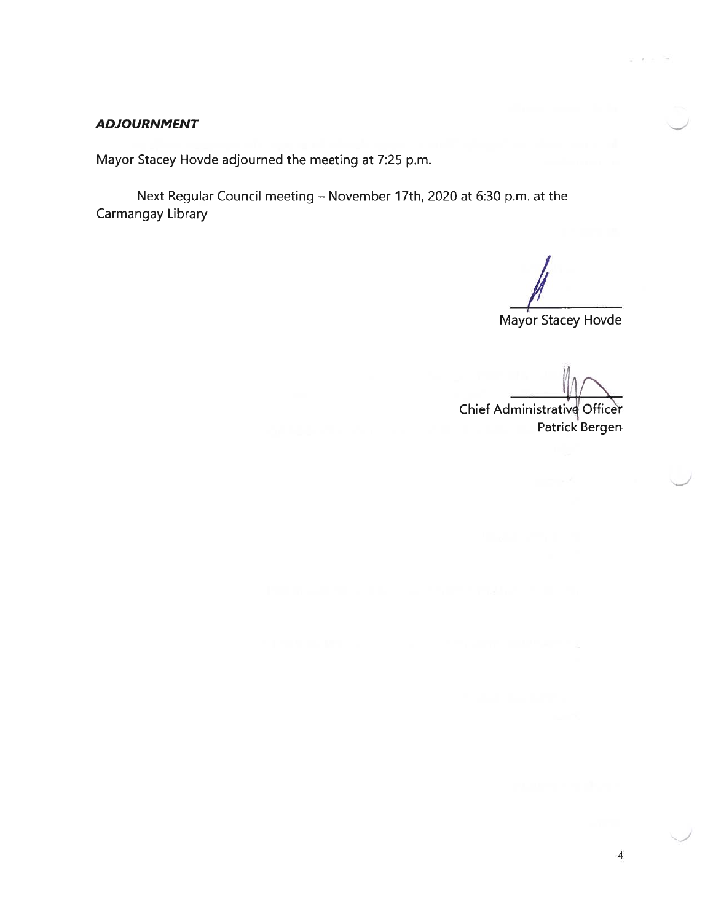***ADJOURNMENT***

Mayor Stacey Hovde adjourned the meeting at 7:25 p.m.

Next Regular Council meeting – November 17th, 2020 at 6:30 p.m. at the Carmangay Library

Mayor Stacey Hovde

Chief Administrative Officer
Patrick Bergen